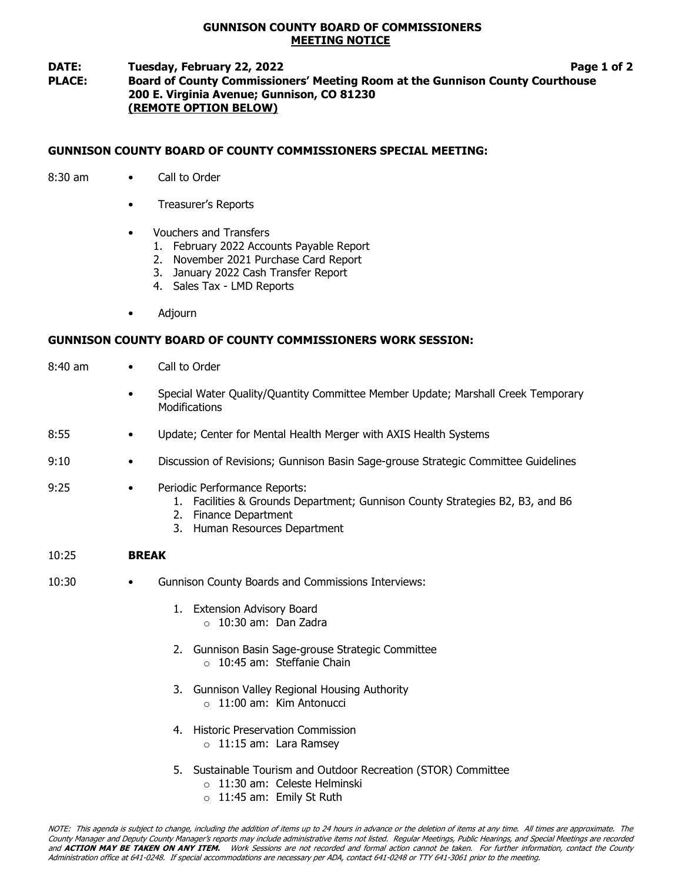# GUNNISON COUNTY BOARD OF COMMISSIONERS
## MEETING NOTICE

**DATE:** **Tuesday, February 22, 2022**
**PLACE:** **Board of County Commissioners' Meeting Room at the Gunnison County Courthouse**
**200 E. Virginia Avenue; Gunnison, CO 81230**
**(REMOTE OPTION BELOW)**

### GUNNISON COUNTY BOARD OF COUNTY COMMISSIONERS SPECIAL MEETING:

8:30 am
- Call to Order
- Treasurer's Reports
- Vouchers and Transfers
  1. February 2022 Accounts Payable Report
  2. November 2021 Purchase Card Report
  3. January 2022 Cash Transfer Report
  4. Sales Tax - LMD Reports
- Adjourn

### GUNNISON COUNTY BOARD OF COUNTY COMMISSIONERS WORK SESSION:

8:40 am
- Call to Order
- Special Water Quality/Quantity Committee Member Update; Marshall Creek Temporary Modifications

8:55
- Update; Center for Mental Health Merger with AXIS Health Systems

9:10
- Discussion of Revisions; Gunnison Basin Sage-grouse Strategic Committee Guidelines

9:25
- Periodic Performance Reports:
  1. Facilities & Grounds Department; Gunnison County Strategies B2, B3, and B6
  2. Finance Department
  3. Human Resources Department

10:25 **BREAK**

10:30
- Gunnison County Boards and Commissions Interviews:
  1. Extension Advisory Board
     - 10:30 am: Dan Zadra
  2. Gunnison Basin Sage-grouse Strategic Committee
     - 10:45 am: Steffanie Chain
  3. Gunnison Valley Regional Housing Authority
     - 11:00 am: Kim Antonucci
  4. Historic Preservation Commission
     - 11:15 am: Lara Ramsey
  5. Sustainable Tourism and Outdoor Recreation (STOR) Committee
     - 11:30 am: Celeste Helminski
     - 11:45 am: Emily St Ruth

*NOTE: This agenda is subject to change, including the addition of items up to 24 hours in advance or the deletion of items at any time. All times are approximate. The County Manager and Deputy County Manager's reports may include administrative items not listed. Regular Meetings, Public Hearings, and Special Meetings are recorded and* ***ACTION MAY BE TAKEN ON ANY ITEM.*** *Work Sessions are not recorded and formal action cannot be taken. For further information, contact the County Administration office at 641-0248. If special accommodations are necessary per ADA, contact 641-0248 or TTY 641-3061 prior to the meeting.*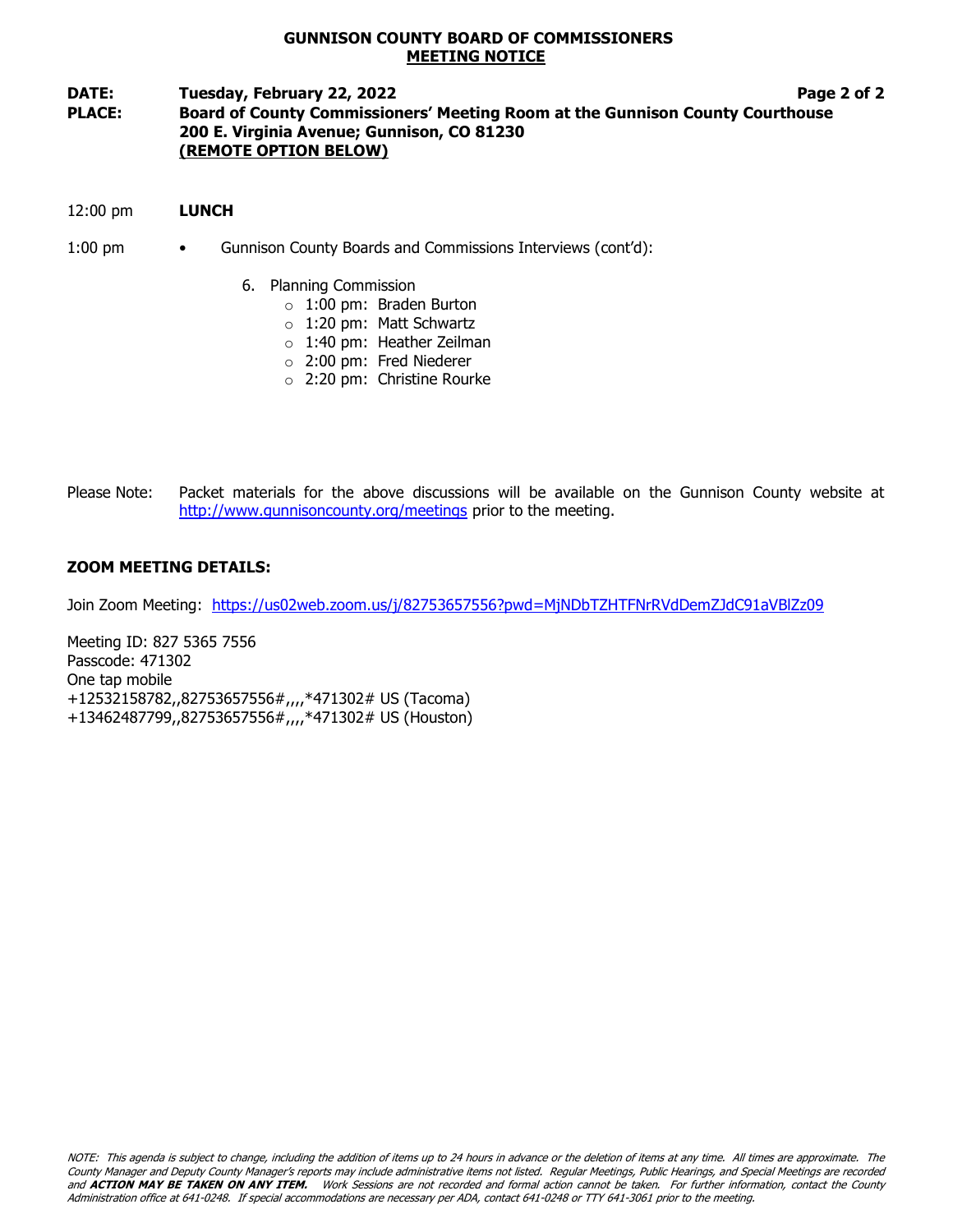**GUNNISON COUNTY BOARD OF COMMISSIONERS**
**MEETING NOTICE**

**DATE:** **Tuesday, February 22, 2022**
**PLACE:** **Board of County Commissioners' Meeting Room at the Gunnison County Courthouse**
**200 E. Virginia Avenue; Gunnison, CO 81230**
**(REMOTE OPTION BELOW)**

12:00 pm **LUNCH**

1:00 pm
- Gunnison County Boards and Commissions Interviews (cont'd):

  6. Planning Commission
     - 1:00 pm: Braden Burton
     - 1:20 pm: Matt Schwartz
     - 1:40 pm: Heather Zeilman
     - 2:00 pm: Fred Niederer
     - 2:20 pm: Christine Rourke

Please Note: Packet materials for the above discussions will be available on the Gunnison County website at http://www.gunnisoncounty.org/meetings prior to the meeting.

**ZOOM MEETING DETAILS:**

Join Zoom Meeting: https://us02web.zoom.us/j/82753657556?pwd=MjNDbTZHTFNrRVdDemZJdC91aVBlZz09

Meeting ID: 827 5365 7556
Passcode: 471302
One tap mobile
+12532158782,,82753657556#,,,,*471302# US (Tacoma)
+13462487799,,82753657556#,,,,*471302# US (Houston)

*NOTE: This agenda is subject to change, including the addition of items up to 24 hours in advance or the deletion of items at any time. All times are approximate. The County Manager and Deputy County Manager's reports may include administrative items not listed. Regular Meetings, Public Hearings, and Special Meetings are recorded and **ACTION MAY BE TAKEN ON ANY ITEM.** Work Sessions are not recorded and formal action cannot be taken. For further information, contact the County Administration office at 641-0248. If special accommodations are necessary per ADA, contact 641-0248 or TTY 641-3061 prior to the meeting.*